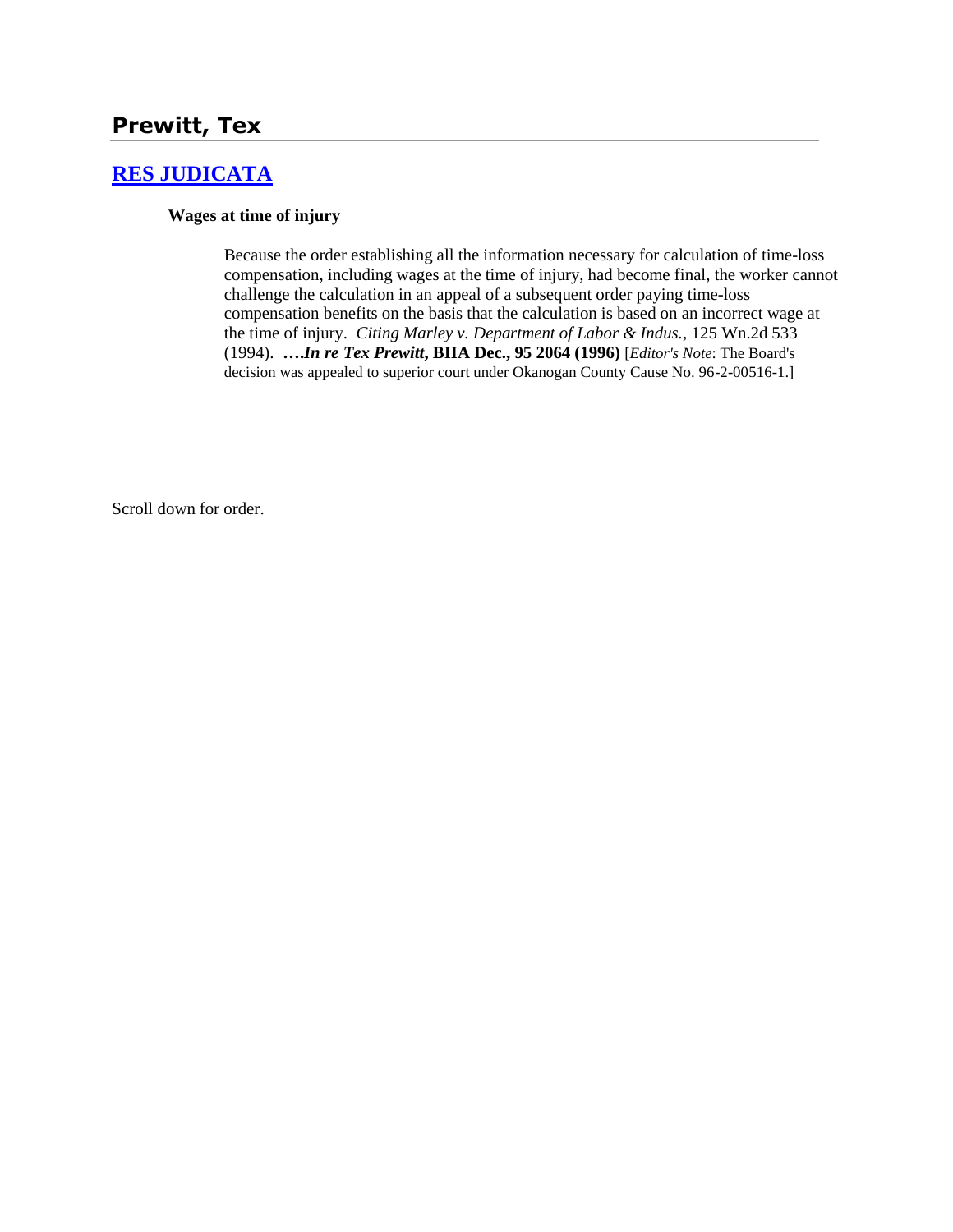# Prewitt, Tex

## [RES JUDICATA]

**Wages at time of injury**

> Because the order establishing all the information necessary for calculation of time-loss compensation, including wages at the time of injury, had become final, the worker cannot challenge the calculation in an appeal of a subsequent order paying time-loss compensation benefits on the basis that the calculation is based on an incorrect wage at the time of injury. *Citing Marley v. Department of Labor & Indus.*, 125 Wn.2d 533 (1994). ***….In re Tex Prewitt*, BIIA Dec., 95 2064 (1996)** [*Editor's Note*: The Board's decision was appealed to superior court under Okanogan County Cause No. 96-2-00516-1.]

Scroll down for order.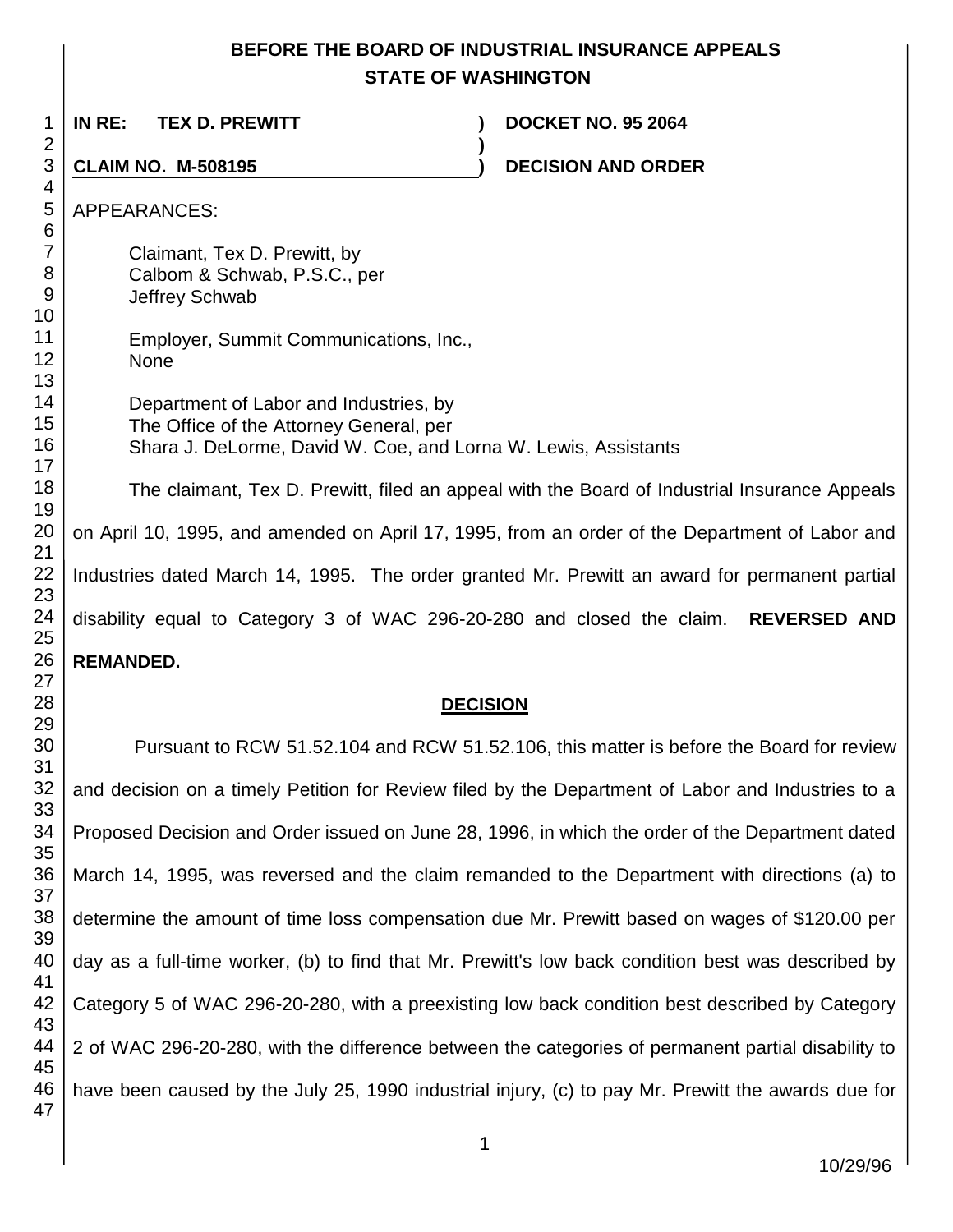# BEFORE THE BOARD OF INDUSTRIAL INSURANCE APPEALS
## STATE OF WASHINGTON

**IN RE: TEX D. PREWITT** ) **DOCKET NO. 95 2064**

**CLAIM NO. M-508195** ) **DECISION AND ORDER**

APPEARANCES:

Claimant, Tex D. Prewitt, by
Calbom & Schwab, P.S.C., per
Jeffrey Schwab

Employer, Summit Communications, Inc.,
None

Department of Labor and Industries, by
The Office of the Attorney General, per
Shara J. DeLorme, David W. Coe, and Lorna W. Lewis, Assistants

The claimant, Tex D. Prewitt, filed an appeal with the Board of Industrial Insurance Appeals on April 10, 1995, and amended on April 17, 1995, from an order of the Department of Labor and Industries dated March 14, 1995. The order granted Mr. Prewitt an award for permanent partial disability equal to Category 3 of WAC 296-20-280 and closed the claim. **REVERSED AND REMANDED.**

## DECISION

Pursuant to RCW 51.52.104 and RCW 51.52.106, this matter is before the Board for review and decision on a timely Petition for Review filed by the Department of Labor and Industries to a Proposed Decision and Order issued on June 28, 1996, in which the order of the Department dated March 14, 1995, was reversed and the claim remanded to the Department with directions (a) to determine the amount of time loss compensation due Mr. Prewitt based on wages of $120.00 per day as a full-time worker, (b) to find that Mr. Prewitt's low back condition best was described by Category 5 of WAC 296-20-280, with a preexisting low back condition best described by Category 2 of WAC 296-20-280, with the difference between the categories of permanent partial disability to have been caused by the July 25, 1990 industrial injury, (c) to pay Mr. Prewitt the awards due for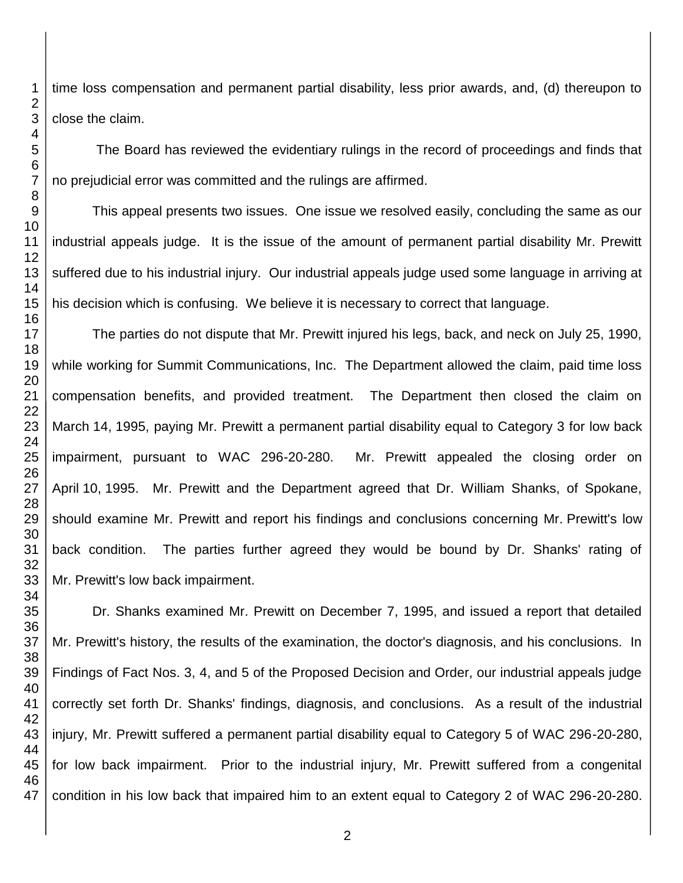time loss compensation and permanent partial disability, less prior awards, and, (d) thereupon to close the claim.

The Board has reviewed the evidentiary rulings in the record of proceedings and finds that no prejudicial error was committed and the rulings are affirmed.

This appeal presents two issues. One issue we resolved easily, concluding the same as our industrial appeals judge. It is the issue of the amount of permanent partial disability Mr. Prewitt suffered due to his industrial injury. Our industrial appeals judge used some language in arriving at his decision which is confusing. We believe it is necessary to correct that language.

The parties do not dispute that Mr. Prewitt injured his legs, back, and neck on July 25, 1990, while working for Summit Communications, Inc. The Department allowed the claim, paid time loss compensation benefits, and provided treatment. The Department then closed the claim on March 14, 1995, paying Mr. Prewitt a permanent partial disability equal to Category 3 for low back impairment, pursuant to WAC 296-20-280. Mr. Prewitt appealed the closing order on April 10, 1995. Mr. Prewitt and the Department agreed that Dr. William Shanks, of Spokane, should examine Mr. Prewitt and report his findings and conclusions concerning Mr. Prewitt's low back condition. The parties further agreed they would be bound by Dr. Shanks' rating of Mr. Prewitt's low back impairment.

Dr. Shanks examined Mr. Prewitt on December 7, 1995, and issued a report that detailed Mr. Prewitt's history, the results of the examination, the doctor's diagnosis, and his conclusions. In Findings of Fact Nos. 3, 4, and 5 of the Proposed Decision and Order, our industrial appeals judge correctly set forth Dr. Shanks' findings, diagnosis, and conclusions. As a result of the industrial injury, Mr. Prewitt suffered a permanent partial disability equal to Category 5 of WAC 296-20-280, for low back impairment. Prior to the industrial injury, Mr. Prewitt suffered from a congenital condition in his low back that impaired him to an extent equal to Category 2 of WAC 296-20-280.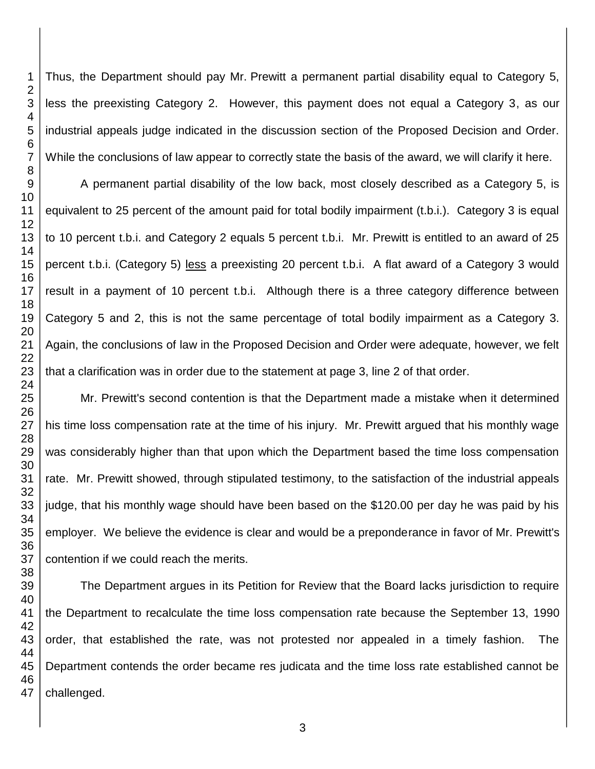Thus, the Department should pay Mr. Prewitt a permanent partial disability equal to Category 5, less the preexisting Category 2. However, this payment does not equal a Category 3, as our industrial appeals judge indicated in the discussion section of the Proposed Decision and Order. While the conclusions of law appear to correctly state the basis of the award, we will clarify it here.

A permanent partial disability of the low back, most closely described as a Category 5, is equivalent to 25 percent of the amount paid for total bodily impairment (t.b.i.). Category 3 is equal to 10 percent t.b.i. and Category 2 equals 5 percent t.b.i. Mr. Prewitt is entitled to an award of 25 percent t.b.i. (Category 5) less a preexisting 20 percent t.b.i. A flat award of a Category 3 would result in a payment of 10 percent t.b.i. Although there is a three category difference between Category 5 and 2, this is not the same percentage of total bodily impairment as a Category 3. Again, the conclusions of law in the Proposed Decision and Order were adequate, however, we felt that a clarification was in order due to the statement at page 3, line 2 of that order.

Mr. Prewitt's second contention is that the Department made a mistake when it determined his time loss compensation rate at the time of his injury. Mr. Prewitt argued that his monthly wage was considerably higher than that upon which the Department based the time loss compensation rate. Mr. Prewitt showed, through stipulated testimony, to the satisfaction of the industrial appeals judge, that his monthly wage should have been based on the $120.00 per day he was paid by his employer. We believe the evidence is clear and would be a preponderance in favor of Mr. Prewitt's contention if we could reach the merits.

The Department argues in its Petition for Review that the Board lacks jurisdiction to require the Department to recalculate the time loss compensation rate because the September 13, 1990 order, that established the rate, was not protested nor appealed in a timely fashion. The Department contends the order became res judicata and the time loss rate established cannot be challenged.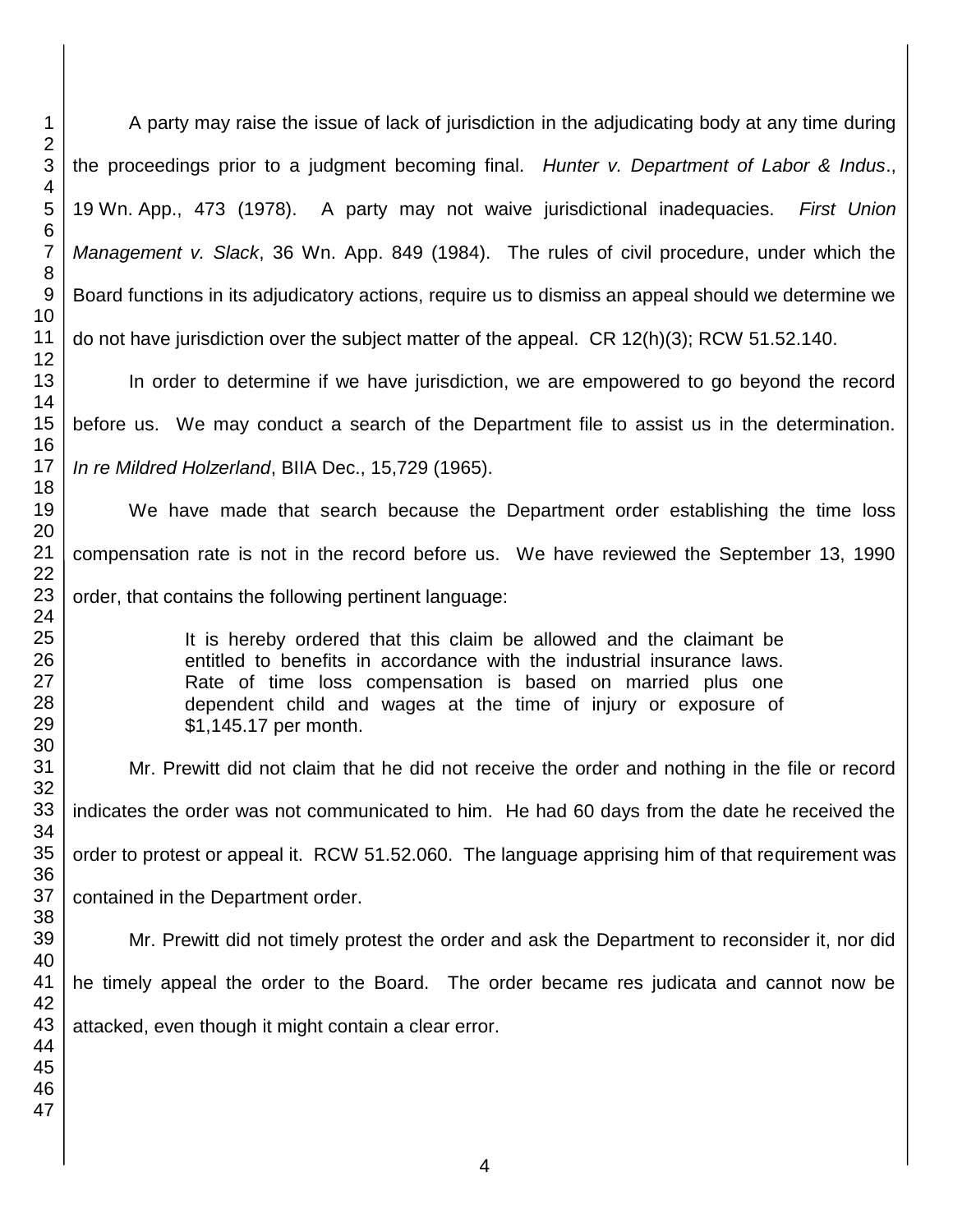A party may raise the issue of lack of jurisdiction in the adjudicating body at any time during the proceedings prior to a judgment becoming final. *Hunter v. Department of Labor & Indus*., 19 Wn. App., 473 (1978). A party may not waive jurisdictional inadequacies. *First Union Management v. Slack*, 36 Wn. App. 849 (1984). The rules of civil procedure, under which the Board functions in its adjudicatory actions, require us to dismiss an appeal should we determine we do not have jurisdiction over the subject matter of the appeal. CR 12(h)(3); RCW 51.52.140.

In order to determine if we have jurisdiction, we are empowered to go beyond the record before us. We may conduct a search of the Department file to assist us in the determination. *In re Mildred Holzerland*, BIIA Dec., 15,729 (1965).

We have made that search because the Department order establishing the time loss compensation rate is not in the record before us. We have reviewed the September 13, 1990 order, that contains the following pertinent language:

> It is hereby ordered that this claim be allowed and the claimant be entitled to benefits in accordance with the industrial insurance laws. Rate of time loss compensation is based on married plus one dependent child and wages at the time of injury or exposure of $1,145.17 per month.

Mr. Prewitt did not claim that he did not receive the order and nothing in the file or record indicates the order was not communicated to him. He had 60 days from the date he received the order to protest or appeal it. RCW 51.52.060. The language apprising him of that requirement was contained in the Department order.

Mr. Prewitt did not timely protest the order and ask the Department to reconsider it, nor did he timely appeal the order to the Board. The order became res judicata and cannot now be attacked, even though it might contain a clear error.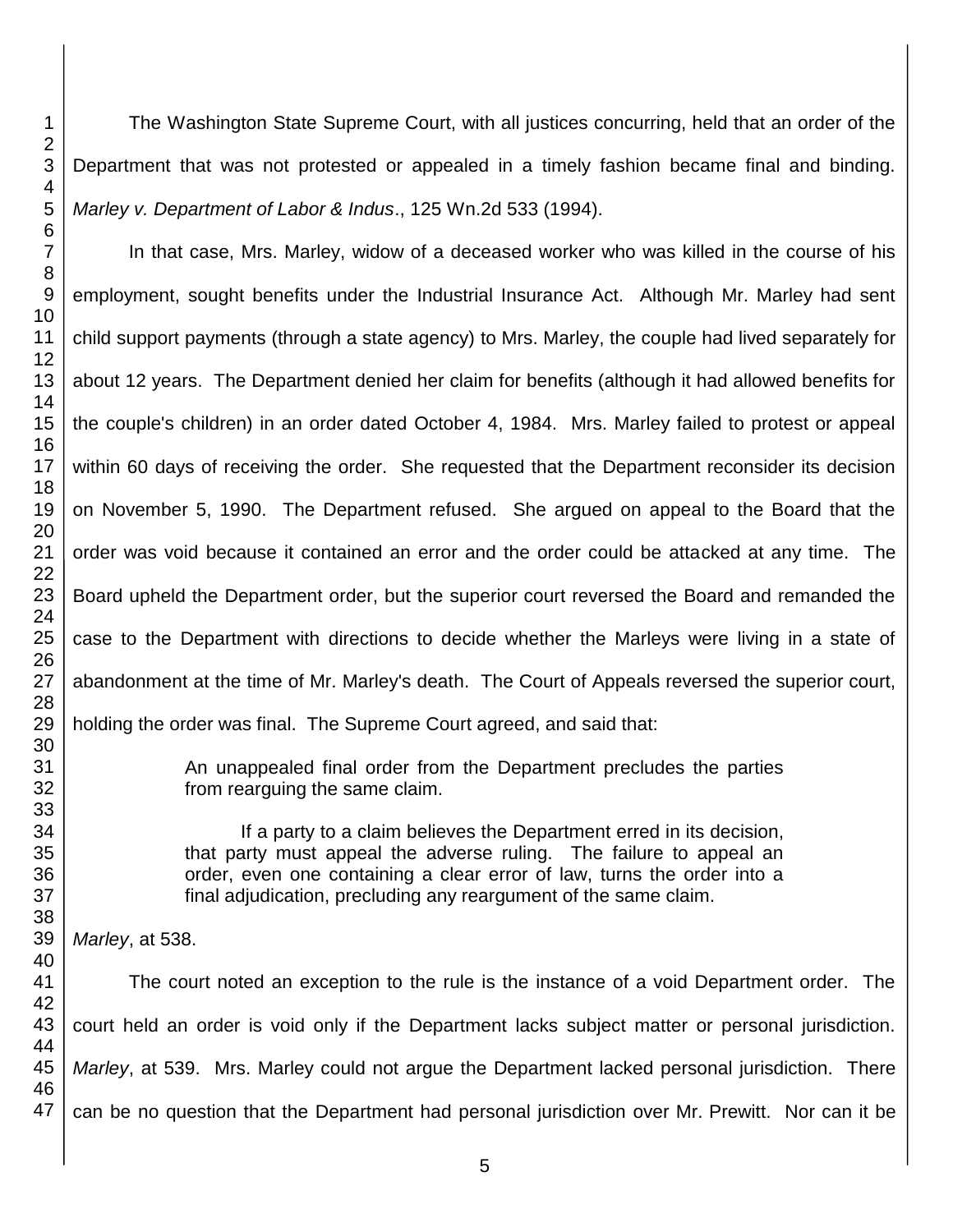The Washington State Supreme Court, with all justices concurring, held that an order of the Department that was not protested or appealed in a timely fashion became final and binding. *Marley v. Department of Labor & Indus*., 125 Wn.2d 533 (1994).

In that case, Mrs. Marley, widow of a deceased worker who was killed in the course of his employment, sought benefits under the Industrial Insurance Act. Although Mr. Marley had sent child support payments (through a state agency) to Mrs. Marley, the couple had lived separately for about 12 years. The Department denied her claim for benefits (although it had allowed benefits for the couple's children) in an order dated October 4, 1984. Mrs. Marley failed to protest or appeal within 60 days of receiving the order. She requested that the Department reconsider its decision on November 5, 1990. The Department refused. She argued on appeal to the Board that the order was void because it contained an error and the order could be attacked at any time. The Board upheld the Department order, but the superior court reversed the Board and remanded the case to the Department with directions to decide whether the Marleys were living in a state of abandonment at the time of Mr. Marley's death. The Court of Appeals reversed the superior court, holding the order was final. The Supreme Court agreed, and said that:

> An unappealed final order from the Department precludes the parties from rearguing the same claim.
>
> If a party to a claim believes the Department erred in its decision, that party must appeal the adverse ruling. The failure to appeal an order, even one containing a clear error of law, turns the order into a final adjudication, precluding any reargument of the same claim.

*Marley*, at 538.

The court noted an exception to the rule is the instance of a void Department order. The court held an order is void only if the Department lacks subject matter or personal jurisdiction. *Marley*, at 539. Mrs. Marley could not argue the Department lacked personal jurisdiction. There can be no question that the Department had personal jurisdiction over Mr. Prewitt. Nor can it be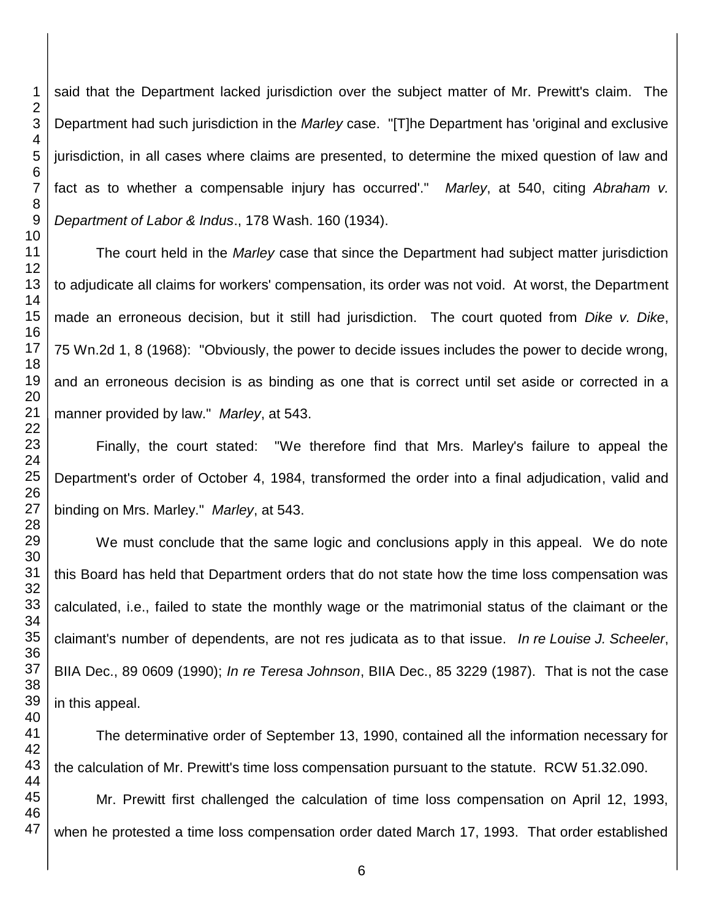said that the Department lacked jurisdiction over the subject matter of Mr. Prewitt's claim. The Department had such jurisdiction in the *Marley* case. "[T]he Department has 'original and exclusive jurisdiction, in all cases where claims are presented, to determine the mixed question of law and fact as to whether a compensable injury has occurred'." *Marley*, at 540, citing *Abraham v. Department of Labor & Indus*., 178 Wash. 160 (1934).

The court held in the *Marley* case that since the Department had subject matter jurisdiction to adjudicate all claims for workers' compensation, its order was not void. At worst, the Department made an erroneous decision, but it still had jurisdiction. The court quoted from *Dike v. Dike*, 75 Wn.2d 1, 8 (1968): "Obviously, the power to decide issues includes the power to decide wrong, and an erroneous decision is as binding as one that is correct until set aside or corrected in a manner provided by law." *Marley*, at 543.

Finally, the court stated: "We therefore find that Mrs. Marley's failure to appeal the Department's order of October 4, 1984, transformed the order into a final adjudication, valid and binding on Mrs. Marley." *Marley*, at 543.

We must conclude that the same logic and conclusions apply in this appeal. We do note this Board has held that Department orders that do not state how the time loss compensation was calculated, i.e., failed to state the monthly wage or the matrimonial status of the claimant or the claimant's number of dependents, are not res judicata as to that issue. *In re Louise J. Scheeler*, BIIA Dec., 89 0609 (1990); *In re Teresa Johnson*, BIIA Dec., 85 3229 (1987). That is not the case in this appeal.

The determinative order of September 13, 1990, contained all the information necessary for the calculation of Mr. Prewitt's time loss compensation pursuant to the statute. RCW 51.32.090.

Mr. Prewitt first challenged the calculation of time loss compensation on April 12, 1993, when he protested a time loss compensation order dated March 17, 1993. That order established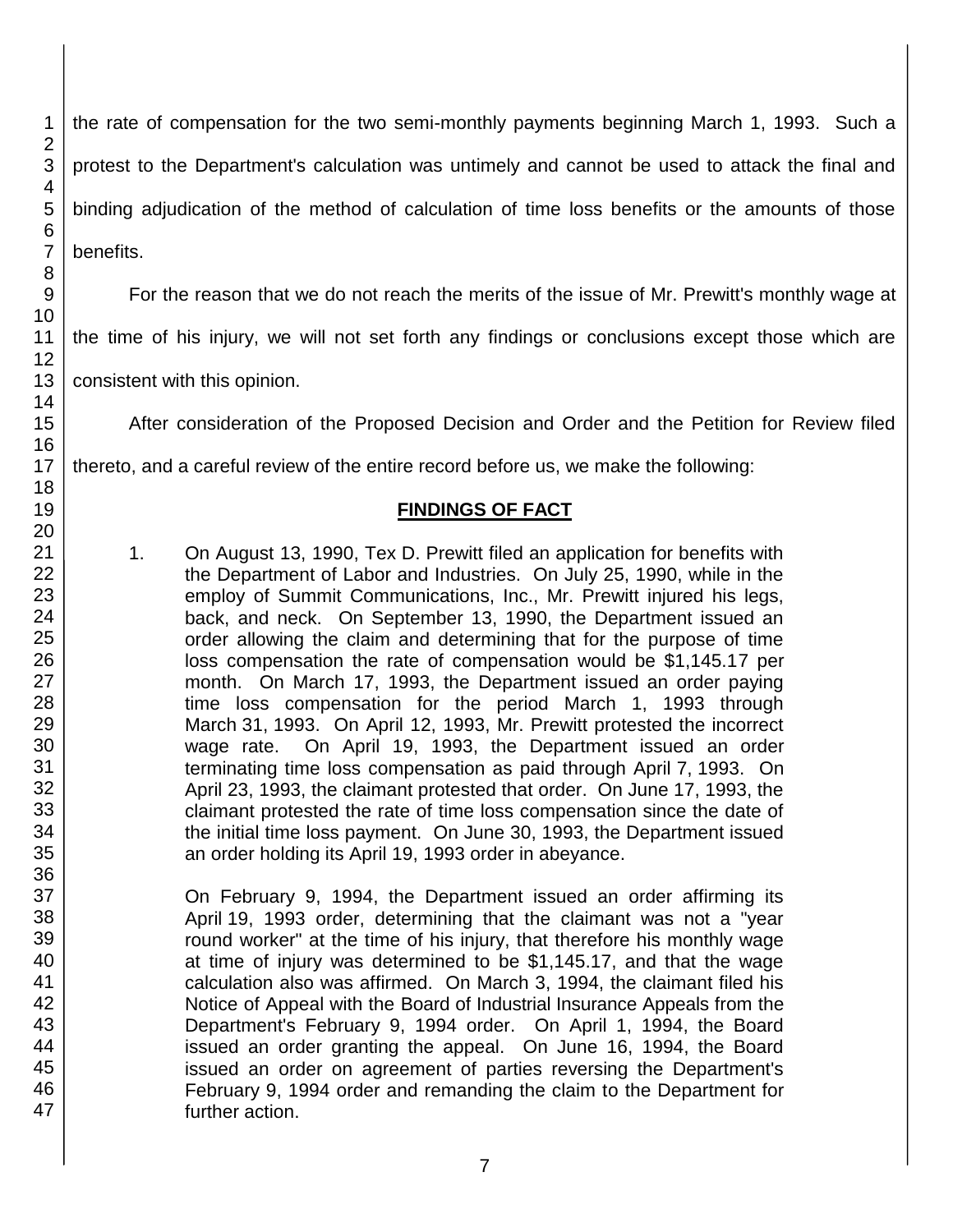the rate of compensation for the two semi-monthly payments beginning March 1, 1993. Such a protest to the Department's calculation was untimely and cannot be used to attack the final and binding adjudication of the method of calculation of time loss benefits or the amounts of those benefits.

For the reason that we do not reach the merits of the issue of Mr. Prewitt's monthly wage at the time of his injury, we will not set forth any findings or conclusions except those which are consistent with this opinion.

After consideration of the Proposed Decision and Order and the Petition for Review filed thereto, and a careful review of the entire record before us, we make the following:

## FINDINGS OF FACT

1. On August 13, 1990, Tex D. Prewitt filed an application for benefits with the Department of Labor and Industries. On July 25, 1990, while in the employ of Summit Communications, Inc., Mr. Prewitt injured his legs, back, and neck. On September 13, 1990, the Department issued an order allowing the claim and determining that for the purpose of time loss compensation the rate of compensation would be $1,145.17 per month. On March 17, 1993, the Department issued an order paying time loss compensation for the period March 1, 1993 through March 31, 1993. On April 12, 1993, Mr. Prewitt protested the incorrect wage rate. On April 19, 1993, the Department issued an order terminating time loss compensation as paid through April 7, 1993. On April 23, 1993, the claimant protested that order. On June 17, 1993, the claimant protested the rate of time loss compensation since the date of the initial time loss payment. On June 30, 1993, the Department issued an order holding its April 19, 1993 order in abeyance.

   On February 9, 1994, the Department issued an order affirming its April 19, 1993 order, determining that the claimant was not a "year round worker" at the time of his injury, that therefore his monthly wage at time of injury was determined to be $1,145.17, and that the wage calculation also was affirmed. On March 3, 1994, the claimant filed his Notice of Appeal with the Board of Industrial Insurance Appeals from the Department's February 9, 1994 order. On April 1, 1994, the Board issued an order granting the appeal. On June 16, 1994, the Board issued an order on agreement of parties reversing the Department's February 9, 1994 order and remanding the claim to the Department for further action.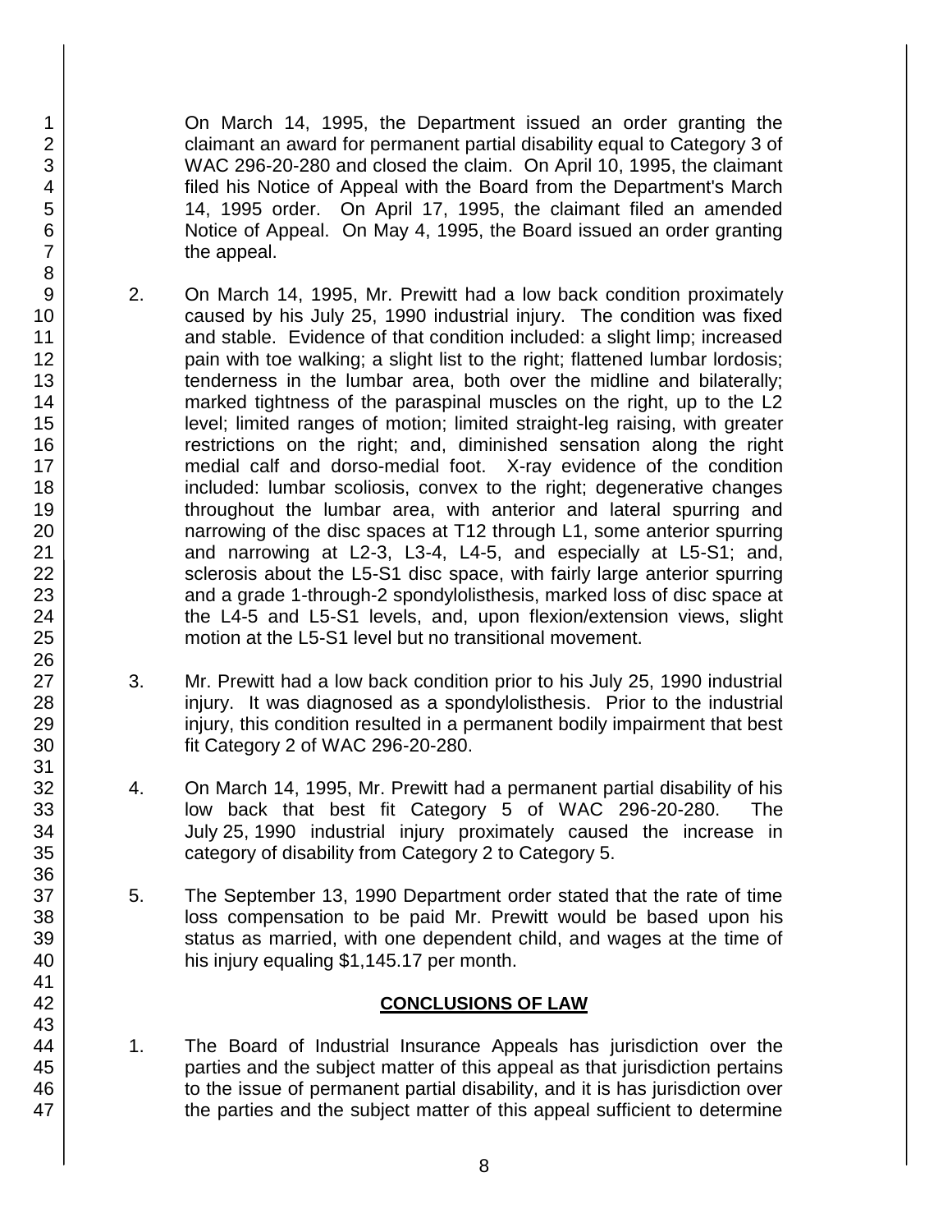On March 14, 1995, the Department issued an order granting the claimant an award for permanent partial disability equal to Category 3 of WAC 296-20-280 and closed the claim. On April 10, 1995, the claimant filed his Notice of Appeal with the Board from the Department's March 14, 1995 order. On April 17, 1995, the claimant filed an amended Notice of Appeal. On May 4, 1995, the Board issued an order granting the appeal.

2. On March 14, 1995, Mr. Prewitt had a low back condition proximately caused by his July 25, 1990 industrial injury. The condition was fixed and stable. Evidence of that condition included: a slight limp; increased pain with toe walking; a slight list to the right; flattened lumbar lordosis; tenderness in the lumbar area, both over the midline and bilaterally; marked tightness of the paraspinal muscles on the right, up to the L2 level; limited ranges of motion; limited straight-leg raising, with greater restrictions on the right; and, diminished sensation along the right medial calf and dorso-medial foot. X-ray evidence of the condition included: lumbar scoliosis, convex to the right; degenerative changes throughout the lumbar area, with anterior and lateral spurring and narrowing of the disc spaces at T12 through L1, some anterior spurring and narrowing at L2-3, L3-4, L4-5, and especially at L5-S1; and, sclerosis about the L5-S1 disc space, with fairly large anterior spurring and a grade 1-through-2 spondylolisthesis, marked loss of disc space at the L4-5 and L5-S1 levels, and, upon flexion/extension views, slight motion at the L5-S1 level but no transitional movement.

3. Mr. Prewitt had a low back condition prior to his July 25, 1990 industrial injury. It was diagnosed as a spondylolisthesis. Prior to the industrial injury, this condition resulted in a permanent bodily impairment that best fit Category 2 of WAC 296-20-280.

4. On March 14, 1995, Mr. Prewitt had a permanent partial disability of his low back that best fit Category 5 of WAC 296-20-280. The July 25, 1990 industrial injury proximately caused the increase in category of disability from Category 2 to Category 5.

5. The September 13, 1990 Department order stated that the rate of time loss compensation to be paid Mr. Prewitt would be based upon his status as married, with one dependent child, and wages at the time of his injury equaling $1,145.17 per month.

## CONCLUSIONS OF LAW

1. The Board of Industrial Insurance Appeals has jurisdiction over the parties and the subject matter of this appeal as that jurisdiction pertains to the issue of permanent partial disability, and it is has jurisdiction over the parties and the subject matter of this appeal sufficient to determine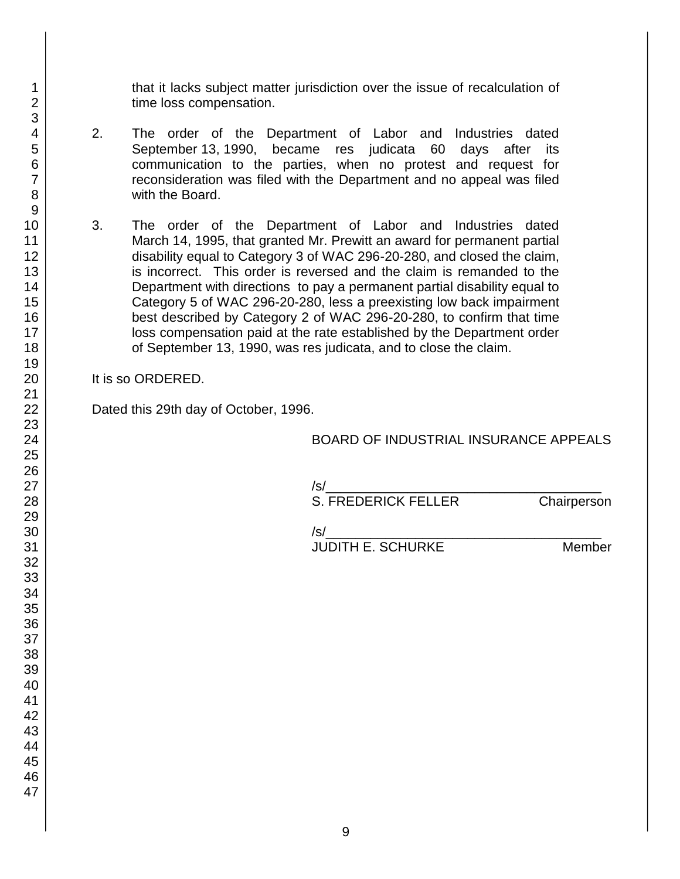that it lacks subject matter jurisdiction over the issue of recalculation of time loss compensation.

2. The order of the Department of Labor and Industries dated September 13, 1990, became res judicata 60 days after its communication to the parties, when no protest and request for reconsideration was filed with the Department and no appeal was filed with the Board.

3. The order of the Department of Labor and Industries dated March 14, 1995, that granted Mr. Prewitt an award for permanent partial disability equal to Category 3 of WAC 296-20-280, and closed the claim, is incorrect. This order is reversed and the claim is remanded to the Department with directions to pay a permanent partial disability equal to Category 5 of WAC 296-20-280, less a preexisting low back impairment best described by Category 2 of WAC 296-20-280, to confirm that time loss compensation paid at the rate established by the Department order of September 13, 1990, was res judicata, and to close the claim.

It is so ORDERED.

Dated this 29th day of October, 1996.

BOARD OF INDUSTRIAL INSURANCE APPEALS

/s/______________________________________
S. FREDERICK FELLER Chairperson

/s/______________________________________
JUDITH E. SCHURKE Member